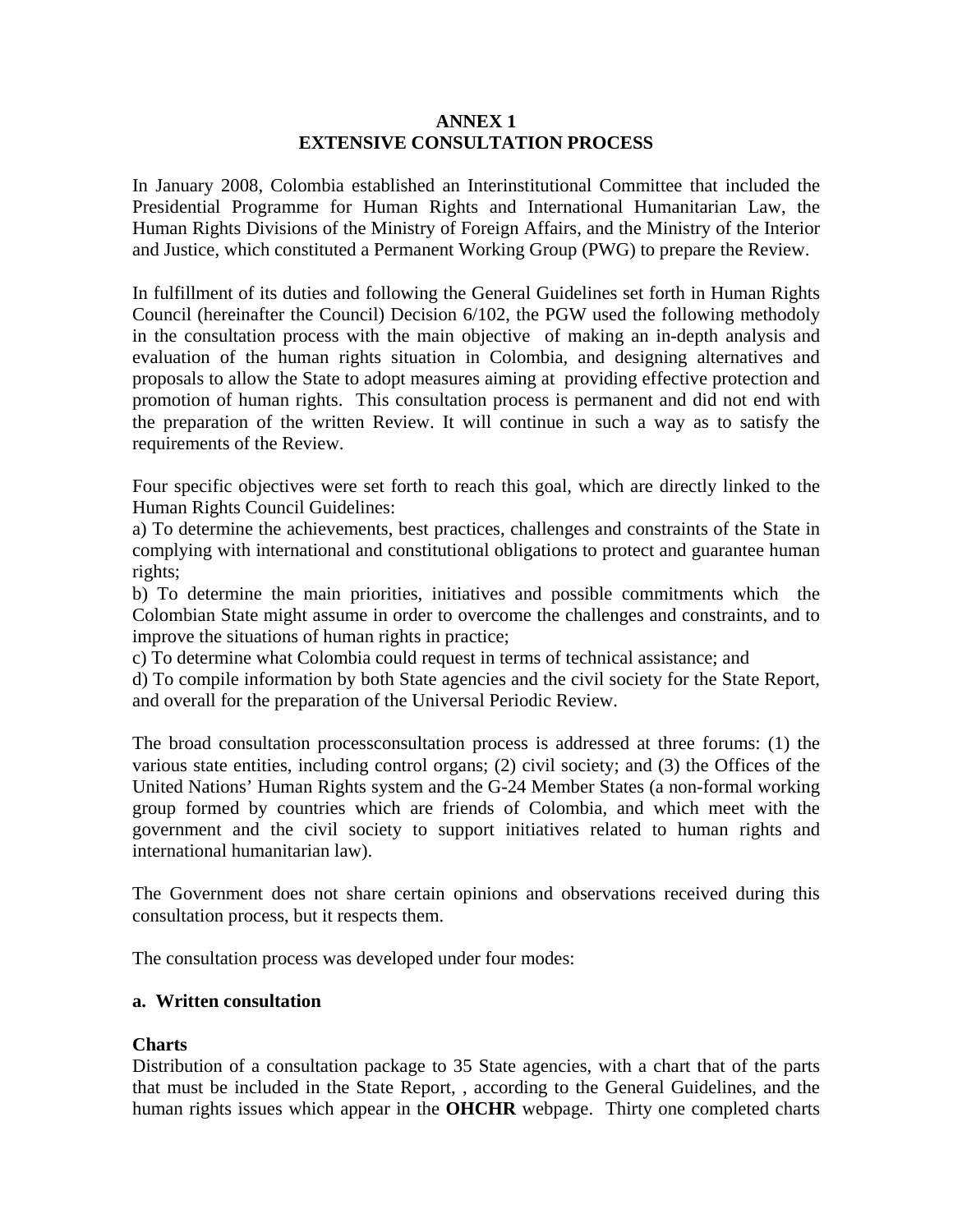**ANNEX 1**
**EXTENSIVE CONSULTATION PROCESS**

In January 2008, Colombia established an Interinstitutional Committee that included the Presidential Programme for Human Rights and International Humanitarian Law, the Human Rights Divisions of the Ministry of Foreign Affairs, and the Ministry of the Interior and Justice, which constituted a Permanent Working Group (PWG) to prepare the Review.

In fulfillment of its duties and following the General Guidelines set forth in Human Rights Council (hereinafter the Council) Decision 6/102, the PGW used the following methodoly in the consultation process with the main objective of making an in-depth analysis and evaluation of the human rights situation in Colombia, and designing alternatives and proposals to allow the State to adopt measures aiming at providing effective protection and promotion of human rights. This consultation process is permanent and did not end with the preparation of the written Review. It will continue in such a way as to satisfy the requirements of the Review.

Four specific objectives were set forth to reach this goal, which are directly linked to the Human Rights Council Guidelines:

a) To determine the achievements, best practices, challenges and constraints of the State in complying with international and constitutional obligations to protect and guarantee human rights;

b) To determine the main priorities, initiatives and possible commitments which the Colombian State might assume in order to overcome the challenges and constraints, and to improve the situations of human rights in practice;

c) To determine what Colombia could request in terms of technical assistance; and

d) To compile information by both State agencies and the civil society for the State Report, and overall for the preparation of the Universal Periodic Review.

The broad consultation processconsultation process is addressed at three forums: (1) the various state entities, including control organs; (2) civil society; and (3) the Offices of the United Nations' Human Rights system and the G-24 Member States (a non-formal working group formed by countries which are friends of Colombia, and which meet with the government and the civil society to support initiatives related to human rights and international humanitarian law).

The Government does not share certain opinions and observations received during this consultation process, but it respects them.

The consultation process was developed under four modes:

## a. Written consultation

### Charts

Distribution of a consultation package to 35 State agencies, with a chart that of the parts that must be included in the State Report, , according to the General Guidelines, and the human rights issues which appear in the **OHCHR** webpage. Thirty one completed charts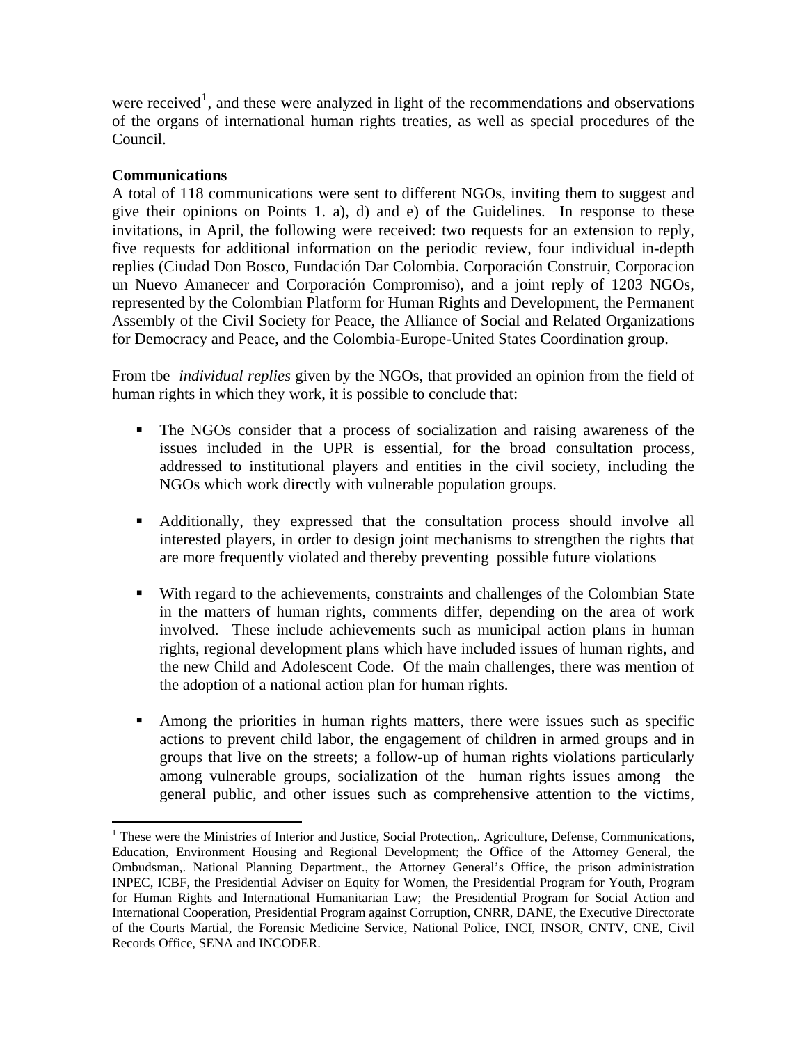were received[1], and these were analyzed in light of the recommendations and observations of the organs of international human rights treaties, as well as special procedures of the Council.

**Communications**

A total of 118 communications were sent to different NGOs, inviting them to suggest and give their opinions on Points 1. a), d) and e) of the Guidelines. In response to these invitations, in April, the following were received: two requests for an extension to reply, five requests for additional information on the periodic review, four individual in-depth replies (Ciudad Don Bosco, Fundación Dar Colombia. Corporación Construir, Corporacion un Nuevo Amanecer and Corporación Compromiso), and a joint reply of 1203 NGOs, represented by the Colombian Platform for Human Rights and Development, the Permanent Assembly of the Civil Society for Peace, the Alliance of Social and Related Organizations for Democracy and Peace, and the Colombia-Europe-United States Coordination group.

From tbe *individual replies* given by the NGOs, that provided an opinion from the field of human rights in which they work, it is possible to conclude that:

- The NGOs consider that a process of socialization and raising awareness of the issues included in the UPR is essential, for the broad consultation process, addressed to institutional players and entities in the civil society, including the NGOs which work directly with vulnerable population groups.

- Additionally, they expressed that the consultation process should involve all interested players, in order to design joint mechanisms to strengthen the rights that are more frequently violated and thereby preventing possible future violations

- With regard to the achievements, constraints and challenges of the Colombian State in the matters of human rights, comments differ, depending on the area of work involved. These include achievements such as municipal action plans in human rights, regional development plans which have included issues of human rights, and the new Child and Adolescent Code. Of the main challenges, there was mention of the adoption of a national action plan for human rights.

- Among the priorities in human rights matters, there were issues such as specific actions to prevent child labor, the engagement of children in armed groups and in groups that live on the streets; a follow-up of human rights violations particularly among vulnerable groups, socialization of the human rights issues among the general public, and other issues such as comprehensive attention to the victims,

[1] These were the Ministries of Interior and Justice, Social Protection,. Agriculture, Defense, Communications, Education, Environment Housing and Regional Development; the Office of the Attorney General, the Ombudsman,. National Planning Department., the Attorney General's Office, the prison administration INPEC, ICBF, the Presidential Adviser on Equity for Women, the Presidential Program for Youth, Program for Human Rights and International Humanitarian Law; the Presidential Program for Social Action and International Cooperation, Presidential Program against Corruption, CNRR, DANE, the Executive Directorate of the Courts Martial, the Forensic Medicine Service, National Police, INCI, INSOR, CNTV, CNE, Civil Records Office, SENA and INCODER.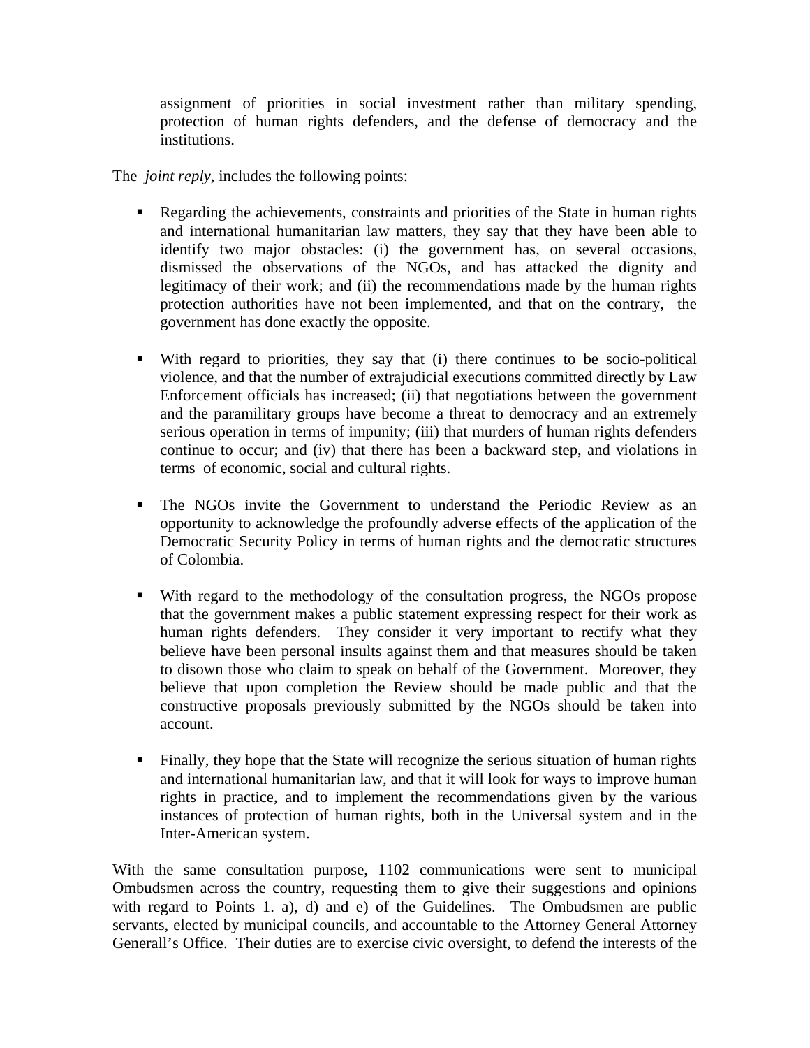assignment of priorities in social investment rather than military spending, protection of human rights defenders, and the defense of democracy and the institutions.

The *joint reply*, includes the following points:

- Regarding the achievements, constraints and priorities of the State in human rights and international humanitarian law matters, they say that they have been able to identify two major obstacles: (i) the government has, on several occasions, dismissed the observations of the NGOs, and has attacked the dignity and legitimacy of their work; and (ii) the recommendations made by the human rights protection authorities have not been implemented, and that on the contrary, the government has done exactly the opposite.

- With regard to priorities, they say that (i) there continues to be socio-political violence, and that the number of extrajudicial executions committed directly by Law Enforcement officials has increased; (ii) that negotiations between the government and the paramilitary groups have become a threat to democracy and an extremely serious operation in terms of impunity; (iii) that murders of human rights defenders continue to occur; and (iv) that there has been a backward step, and violations in terms of economic, social and cultural rights.

- The NGOs invite the Government to understand the Periodic Review as an opportunity to acknowledge the profoundly adverse effects of the application of the Democratic Security Policy in terms of human rights and the democratic structures of Colombia.

- With regard to the methodology of the consultation progress, the NGOs propose that the government makes a public statement expressing respect for their work as human rights defenders. They consider it very important to rectify what they believe have been personal insults against them and that measures should be taken to disown those who claim to speak on behalf of the Government. Moreover, they believe that upon completion the Review should be made public and that the constructive proposals previously submitted by the NGOs should be taken into account.

- Finally, they hope that the State will recognize the serious situation of human rights and international humanitarian law, and that it will look for ways to improve human rights in practice, and to implement the recommendations given by the various instances of protection of human rights, both in the Universal system and in the Inter-American system.

With the same consultation purpose, 1102 communications were sent to municipal Ombudsmen across the country, requesting them to give their suggestions and opinions with regard to Points 1. a), d) and e) of the Guidelines. The Ombudsmen are public servants, elected by municipal councils, and accountable to the Attorney General Attorney Generall's Office. Their duties are to exercise civic oversight, to defend the interests of the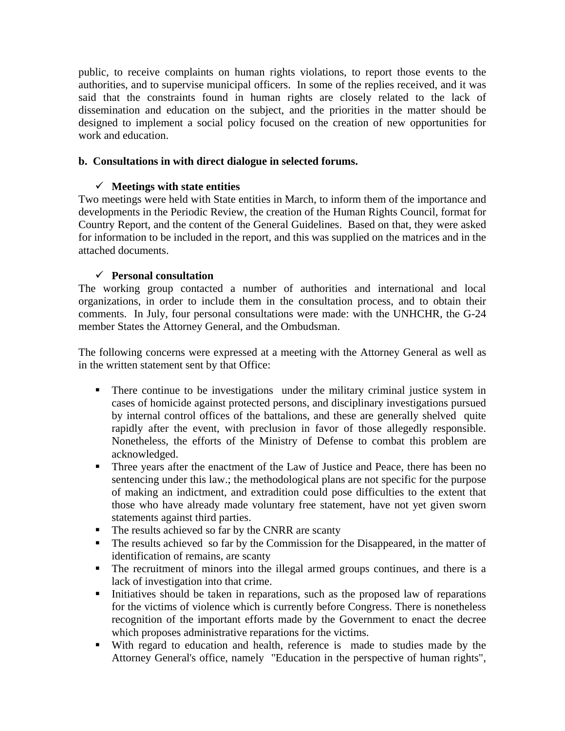public, to receive complaints on human rights violations, to report those events to the authorities, and to supervise municipal officers. In some of the replies received, and it was said that the constraints found in human rights are closely related to the lack of dissemination and education on the subject, and the priorities in the matter should be designed to implement a social policy focused on the creation of new opportunities for work and education.

**b. Consultations in with direct dialogue in selected forums.**

✓ **Meetings with state entities**

Two meetings were held with State entities in March, to inform them of the importance and developments in the Periodic Review, the creation of the Human Rights Council, format for Country Report, and the content of the General Guidelines. Based on that, they were asked for information to be included in the report, and this was supplied on the matrices and in the attached documents.

✓ **Personal consultation**

The working group contacted a number of authorities and international and local organizations, in order to include them in the consultation process, and to obtain their comments. In July, four personal consultations were made: with the UNHCHR, the G-24 member States the Attorney General, and the Ombudsman.

The following concerns were expressed at a meeting with the Attorney General as well as in the written statement sent by that Office:

- There continue to be investigations under the military criminal justice system in cases of homicide against protected persons, and disciplinary investigations pursued by internal control offices of the battalions, and these are generally shelved quite rapidly after the event, with preclusion in favor of those allegedly responsible. Nonetheless, the efforts of the Ministry of Defense to combat this problem are acknowledged.
- Three years after the enactment of the Law of Justice and Peace, there has been no sentencing under this law.; the methodological plans are not specific for the purpose of making an indictment, and extradition could pose difficulties to the extent that those who have already made voluntary free statement, have not yet given sworn statements against third parties.
- The results achieved so far by the CNRR are scanty
- The results achieved so far by the Commission for the Disappeared, in the matter of identification of remains, are scanty
- The recruitment of minors into the illegal armed groups continues, and there is a lack of investigation into that crime.
- Initiatives should be taken in reparations, such as the proposed law of reparations for the victims of violence which is currently before Congress. There is nonetheless recognition of the important efforts made by the Government to enact the decree which proposes administrative reparations for the victims.
- With regard to education and health, reference is made to studies made by the Attorney General's office, namely "Education in the perspective of human rights",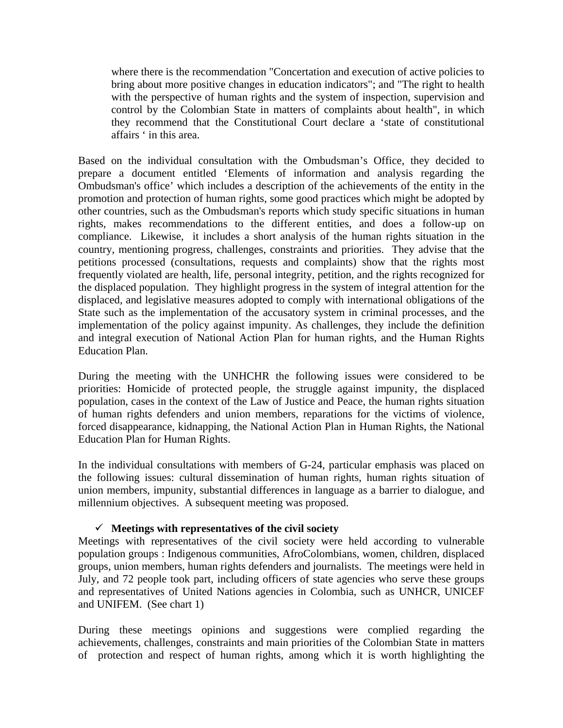where there is the recommendation "Concertation and execution of active policies to bring about more positive changes in education indicators"; and "The right to health with the perspective of human rights and the system of inspection, supervision and control by the Colombian State in matters of complaints about health", in which they recommend that the Constitutional Court declare a 'state of constitutional affairs ' in this area.

Based on the individual consultation with the Ombudsman's Office, they decided to prepare a document entitled 'Elements of information and analysis regarding the Ombudsman's office' which includes a description of the achievements of the entity in the promotion and protection of human rights, some good practices which might be adopted by other countries, such as the Ombudsman's reports which study specific situations in human rights, makes recommendations to the different entities, and does a follow-up on compliance. Likewise, it includes a short analysis of the human rights situation in the country, mentioning progress, challenges, constraints and priorities. They advise that the petitions processed (consultations, requests and complaints) show that the rights most frequently violated are health, life, personal integrity, petition, and the rights recognized for the displaced population. They highlight progress in the system of integral attention for the displaced, and legislative measures adopted to comply with international obligations of the State such as the implementation of the accusatory system in criminal processes, and the implementation of the policy against impunity. As challenges, they include the definition and integral execution of National Action Plan for human rights, and the Human Rights Education Plan.

During the meeting with the UNHCHR the following issues were considered to be priorities: Homicide of protected people, the struggle against impunity, the displaced population, cases in the context of the Law of Justice and Peace, the human rights situation of human rights defenders and union members, reparations for the victims of violence, forced disappearance, kidnapping, the National Action Plan in Human Rights, the National Education Plan for Human Rights.

In the individual consultations with members of G-24, particular emphasis was placed on the following issues: cultural dissemination of human rights, human rights situation of union members, impunity, substantial differences in language as a barrier to dialogue, and millennium objectives. A subsequent meeting was proposed.

- ✓ **Meetings with representatives of the civil society**

Meetings with representatives of the civil society were held according to vulnerable population groups : Indigenous communities, AfroColombians, women, children, displaced groups, union members, human rights defenders and journalists. The meetings were held in July, and 72 people took part, including officers of state agencies who serve these groups and representatives of United Nations agencies in Colombia, such as UNHCR, UNICEF and UNIFEM. (See chart 1)

During these meetings opinions and suggestions were complied regarding the achievements, challenges, constraints and main priorities of the Colombian State in matters of protection and respect of human rights, among which it is worth highlighting the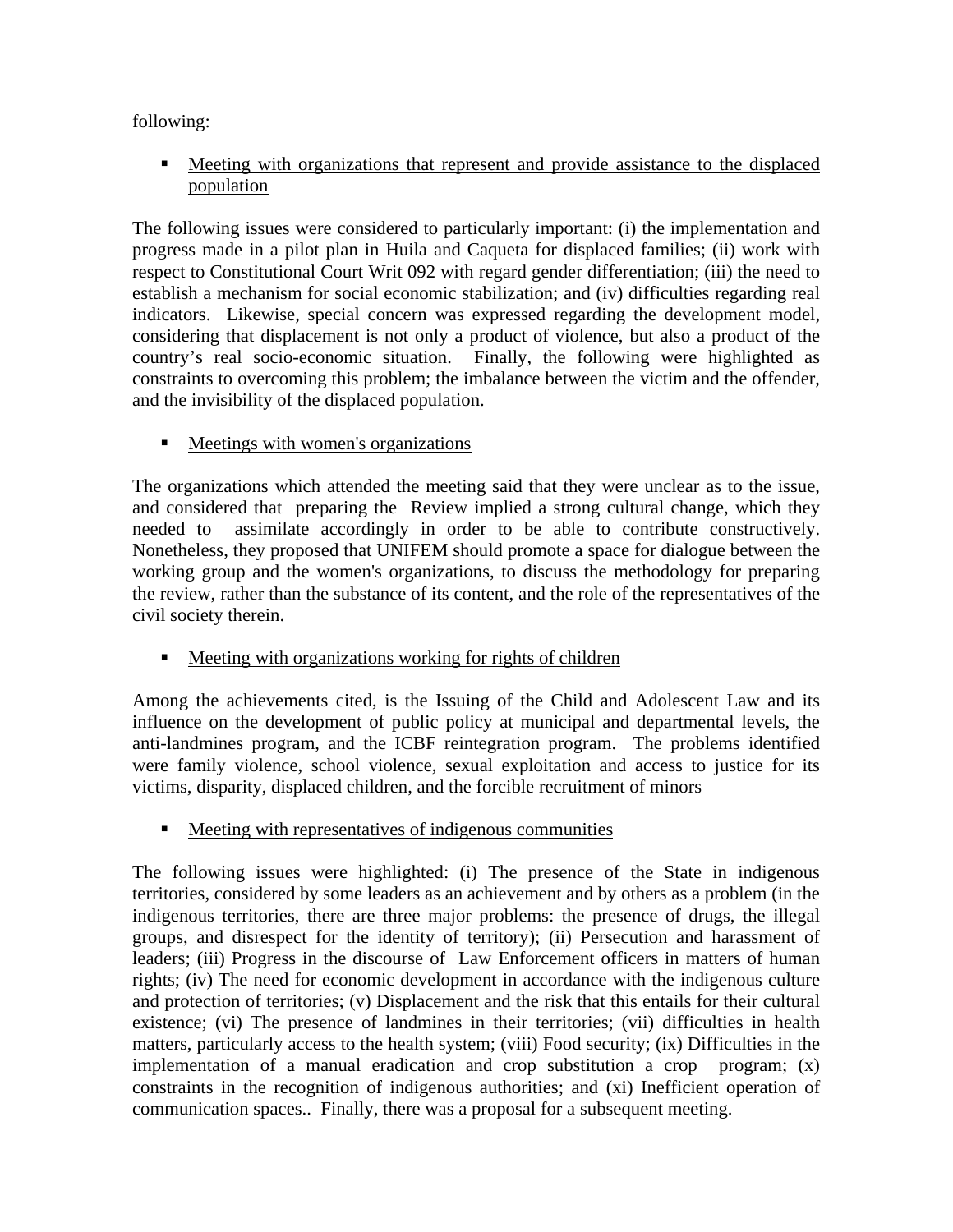following:

- <u>Meeting with organizations that represent and provide assistance to the displaced population</u>

The following issues were considered to particularly important: (i) the implementation and progress made in a pilot plan in Huila and Caqueta for displaced families; (ii) work with respect to Constitutional Court Writ 092 with regard gender differentiation; (iii) the need to establish a mechanism for social economic stabilization; and (iv) difficulties regarding real indicators. Likewise, special concern was expressed regarding the development model, considering that displacement is not only a product of violence, but also a product of the country's real socio-economic situation. Finally, the following were highlighted as constraints to overcoming this problem; the imbalance between the victim and the offender, and the invisibility of the displaced population.

- <u>Meetings with women's organizations</u>

The organizations which attended the meeting said that they were unclear as to the issue, and considered that preparing the Review implied a strong cultural change, which they needed to assimilate accordingly in order to be able to contribute constructively. Nonetheless, they proposed that UNIFEM should promote a space for dialogue between the working group and the women's organizations, to discuss the methodology for preparing the review, rather than the substance of its content, and the role of the representatives of the civil society therein.

- <u>Meeting with organizations working for rights of children</u>

Among the achievements cited, is the Issuing of the Child and Adolescent Law and its influence on the development of public policy at municipal and departmental levels, the anti-landmines program, and the ICBF reintegration program. The problems identified were family violence, school violence, sexual exploitation and access to justice for its victims, disparity, displaced children, and the forcible recruitment of minors

- <u>Meeting with representatives of indigenous communities</u>

The following issues were highlighted: (i) The presence of the State in indigenous territories, considered by some leaders as an achievement and by others as a problem (in the indigenous territories, there are three major problems: the presence of drugs, the illegal groups, and disrespect for the identity of territory); (ii) Persecution and harassment of leaders; (iii) Progress in the discourse of Law Enforcement officers in matters of human rights; (iv) The need for economic development in accordance with the indigenous culture and protection of territories; (v) Displacement and the risk that this entails for their cultural existence; (vi) The presence of landmines in their territories; (vii) difficulties in health matters, particularly access to the health system; (viii) Food security; (ix) Difficulties in the implementation of a manual eradication and crop substitution a crop program; (x) constraints in the recognition of indigenous authorities; and (xi) Inefficient operation of communication spaces.. Finally, there was a proposal for a subsequent meeting.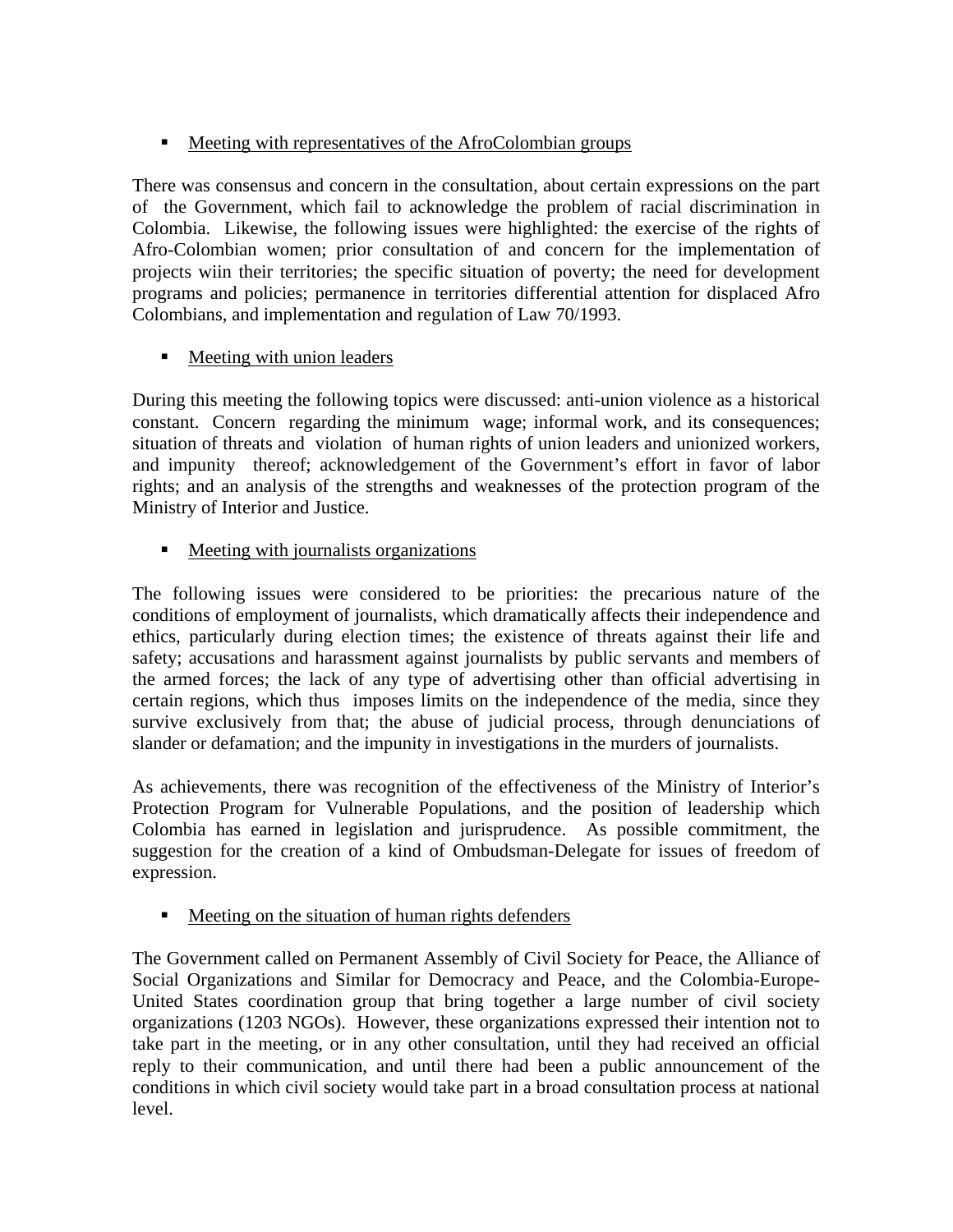- <u>Meeting with representatives of the AfroColombian groups</u>

There was consensus and concern in the consultation, about certain expressions on the part of the Government, which fail to acknowledge the problem of racial discrimination in Colombia. Likewise, the following issues were highlighted: the exercise of the rights of Afro-Colombian women; prior consultation of and concern for the implementation of projects wiin their territories; the specific situation of poverty; the need for development programs and policies; permanence in territories differential attention for displaced Afro Colombians, and implementation and regulation of Law 70/1993.

- <u>Meeting with union leaders</u>

During this meeting the following topics were discussed: anti-union violence as a historical constant. Concern regarding the minimum wage; informal work, and its consequences; situation of threats and violation of human rights of union leaders and unionized workers, and impunity thereof; acknowledgement of the Government's effort in favor of labor rights; and an analysis of the strengths and weaknesses of the protection program of the Ministry of Interior and Justice.

- <u>Meeting with journalists organizations</u>

The following issues were considered to be priorities: the precarious nature of the conditions of employment of journalists, which dramatically affects their independence and ethics, particularly during election times; the existence of threats against their life and safety; accusations and harassment against journalists by public servants and members of the armed forces; the lack of any type of advertising other than official advertising in certain regions, which thus imposes limits on the independence of the media, since they survive exclusively from that; the abuse of judicial process, through denunciations of slander or defamation; and the impunity in investigations in the murders of journalists.

As achievements, there was recognition of the effectiveness of the Ministry of Interior's Protection Program for Vulnerable Populations, and the position of leadership which Colombia has earned in legislation and jurisprudence. As possible commitment, the suggestion for the creation of a kind of Ombudsman-Delegate for issues of freedom of expression.

- <u>Meeting on the situation of human rights defenders</u>

The Government called on Permanent Assembly of Civil Society for Peace, the Alliance of Social Organizations and Similar for Democracy and Peace, and the Colombia-Europe-United States coordination group that bring together a large number of civil society organizations (1203 NGOs). However, these organizations expressed their intention not to take part in the meeting, or in any other consultation, until they had received an official reply to their communication, and until there had been a public announcement of the conditions in which civil society would take part in a broad consultation process at national level.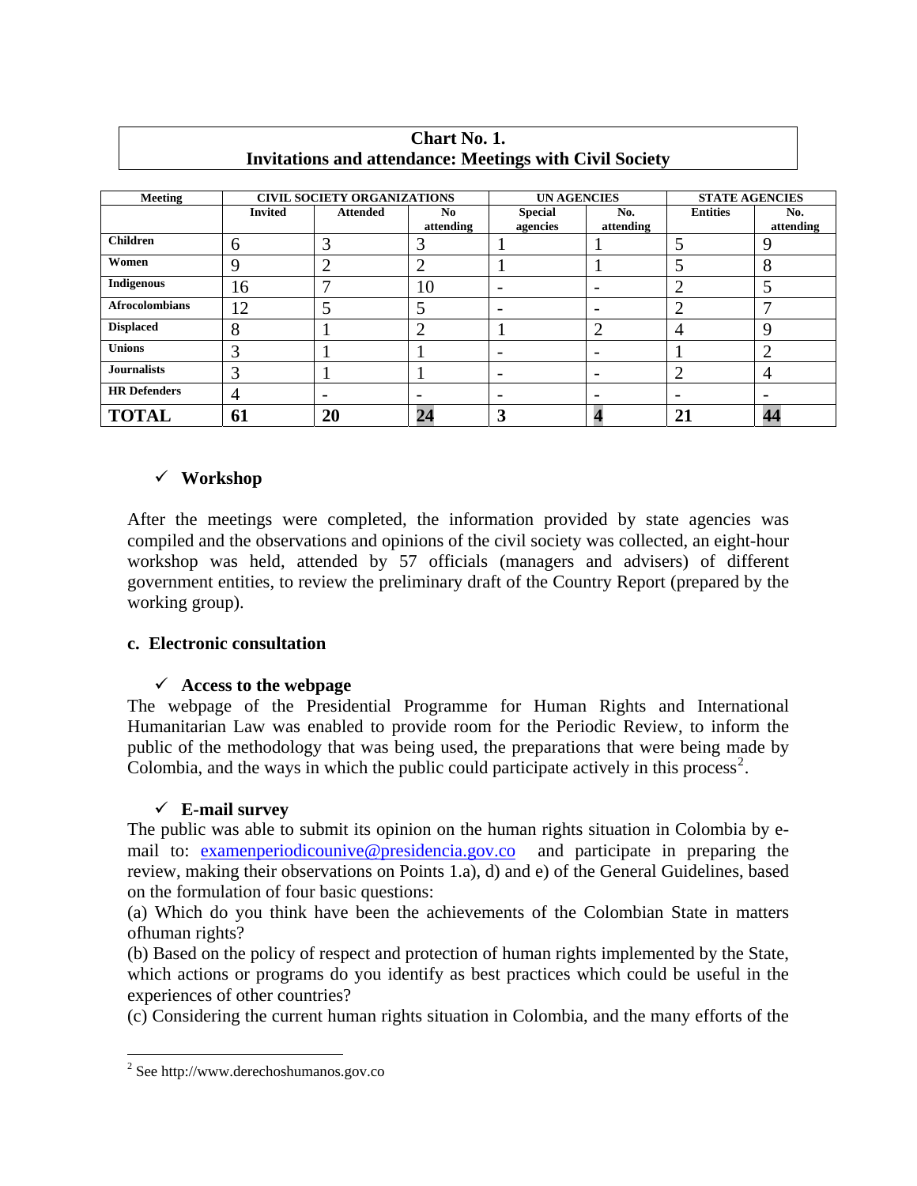**Chart No. 1.**
**Invitations and attendance: Meetings with Civil Society**

| Meeting | CIVIL SOCIETY ORGANIZATIONS | | | UN AGENCIES | | STATE AGENCIES | |
|---|---|---|---|---|---|---|---|
| | Invited | Attended | No attending | Special agencies | No. attending | Entities | No. attending |
| **Children** | 6 | 3 | 3 | 1 | 1 | 5 | 9 |
| **Women** | 9 | 2 | 2 | 1 | 1 | 5 | 8 |
| **Indigenous** | 16 | 7 | 10 | - | - | 2 | 5 |
| **Afrocolombians** | 12 | 5 | 5 | - | - | 2 | 7 |
| **Displaced** | 8 | 1 | 2 | 1 | 2 | 4 | 9 |
| **Unions** | 3 | 1 | 1 | - | - | 1 | 2 |
| **Journalists** | 3 | 1 | 1 | - | - | 2 | 4 |
| **HR Defenders** | 4 | - | - | - | - | - | - |
| **TOTAL** | **61** | **20** | **24** | **3** | **4** | **21** | **44** |

- ✓ **Workshop**

After the meetings were completed, the information provided by state agencies was compiled and the observations and opinions of the civil society was collected, an eight-hour workshop was held, attended by 57 officials (managers and advisers) of different government entities, to review the preliminary draft of the Country Report (prepared by the working group).

**c. Electronic consultation**

- ✓ **Access to the webpage**

The webpage of the Presidential Programme for Human Rights and International Humanitarian Law was enabled to provide room for the Periodic Review, to inform the public of the methodology that was being used, the preparations that were being made by Colombia, and the ways in which the public could participate actively in this process[2].

- ✓ **E-mail survey**

The public was able to submit its opinion on the human rights situation in Colombia by e-mail to: examenperiodicounive@presidencia.gov.co and participate in preparing the review, making their observations on Points 1.a), d) and e) of the General Guidelines, based on the formulation of four basic questions:

(a) Which do you think have been the achievements of the Colombian State in matters ofhuman rights?

(b) Based on the policy of respect and protection of human rights implemented by the State, which actions or programs do you identify as best practices which could be useful in the experiences of other countries?

(c) Considering the current human rights situation in Colombia, and the many efforts of the

[2] See http://www.derechoshumanos.gov.co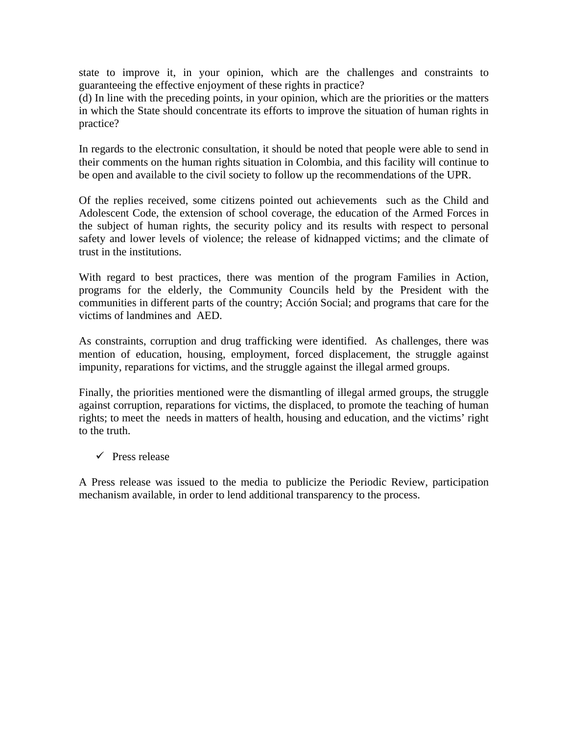state to improve it, in your opinion, which are the challenges and constraints to guaranteeing the effective enjoyment of these rights in practice?
(d) In line with the preceding points, in your opinion, which are the priorities or the matters in which the State should concentrate its efforts to improve the situation of human rights in practice?

In regards to the electronic consultation, it should be noted that people were able to send in their comments on the human rights situation in Colombia, and this facility will continue to be open and available to the civil society to follow up the recommendations of the UPR.

Of the replies received, some citizens pointed out achievements such as the Child and Adolescent Code, the extension of school coverage, the education of the Armed Forces in the subject of human rights, the security policy and its results with respect to personal safety and lower levels of violence; the release of kidnapped victims; and the climate of trust in the institutions.

With regard to best practices, there was mention of the program Families in Action, programs for the elderly, the Community Councils held by the President with the communities in different parts of the country; Acción Social; and programs that care for the victims of landmines and AED.

As constraints, corruption and drug trafficking were identified. As challenges, there was mention of education, housing, employment, forced displacement, the struggle against impunity, reparations for victims, and the struggle against the illegal armed groups.

Finally, the priorities mentioned were the dismantling of illegal armed groups, the struggle against corruption, reparations for victims, the displaced, to promote the teaching of human rights; to meet the needs in matters of health, housing and education, and the victims' right to the truth.

- ✓ Press release

A Press release was issued to the media to publicize the Periodic Review, participation mechanism available, in order to lend additional transparency to the process.